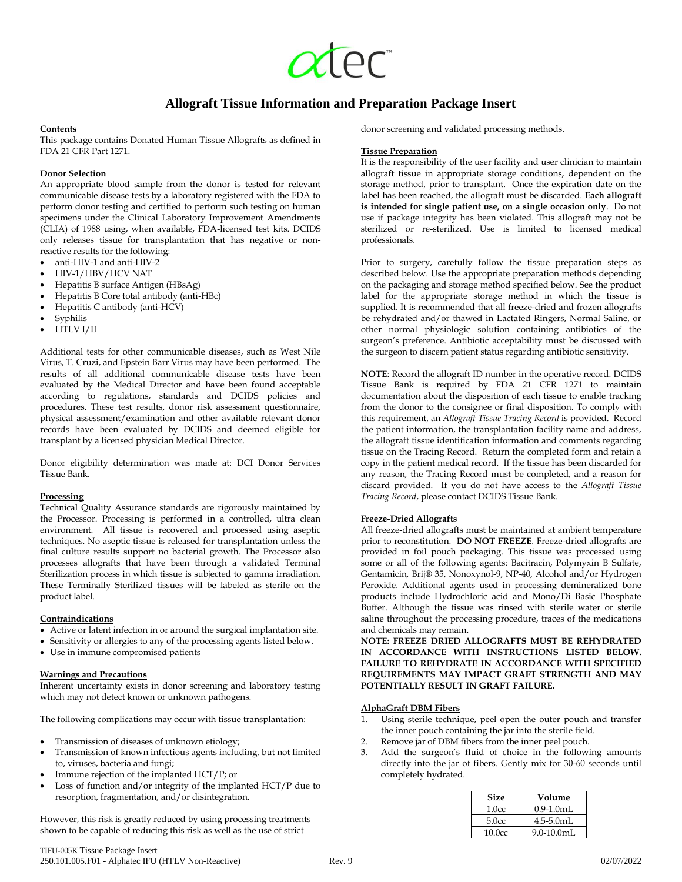# Allograft Tissue Information and Preparation Package Insert

**Contents**

This package contains Donated Human Tissue Allografts as defined in FDA 21 CFR Part 1271.

**Donor Selection**

An appropriate blood sample from the donor is tested for relevant communicable disease tests by a laboratory registered with the FDA to perform donor testing and certified to perform such testing on human specimens under the Clinical Laboratory Improvement Amendments (CLIA) of 1988 using, when available, FDA-licensed test kits. DCIDS only releases tissue for transplantation that has negative or non-reactive results for the following:

- anti-HIV-1 and anti-HIV-2
- HIV-1/HBV/HCV NAT
- Hepatitis B surface Antigen (HBsAg)
- Hepatitis B Core total antibody (anti-HBc)
- Hepatitis C antibody (anti-HCV)
- Syphilis
- HTLV I/II

Additional tests for other communicable diseases, such as West Nile Virus, T. Cruzi, and Epstein Barr Virus may have been performed. The results of all additional communicable disease tests have been evaluated by the Medical Director and have been found acceptable according to regulations, standards and DCIDS policies and procedures. These test results, donor risk assessment questionnaire, physical assessment/examination and other available relevant donor records have been evaluated by DCIDS and deemed eligible for transplant by a licensed physician Medical Director.

Donor eligibility determination was made at: DCI Donor Services Tissue Bank.

**Processing**

Technical Quality Assurance standards are rigorously maintained by the Processor. Processing is performed in a controlled, ultra clean environment. All tissue is recovered and processed using aseptic techniques. No aseptic tissue is released for transplantation unless the final culture results support no bacterial growth. The Processor also processes allografts that have been through a validated Terminal Sterilization process in which tissue is subjected to gamma irradiation. These Terminally Sterilized tissues will be labeled as sterile on the product label.

**Contraindications**

- Active or latent infection in or around the surgical implantation site.
- Sensitivity or allergies to any of the processing agents listed below.
- Use in immune compromised patients

**Warnings and Precautions**

Inherent uncertainty exists in donor screening and laboratory testing which may not detect known or unknown pathogens.

The following complications may occur with tissue transplantation:

- Transmission of diseases of unknown etiology;
- Transmission of known infectious agents including, but not limited to, viruses, bacteria and fungi;
- Immune rejection of the implanted HCT/P; or
- Loss of function and/or integrity of the implanted HCT/P due to resorption, fragmentation, and/or disintegration.

However, this risk is greatly reduced by using processing treatments shown to be capable of reducing this risk as well as the use of strict donor screening and validated processing methods.

**Tissue Preparation**

It is the responsibility of the user facility and user clinician to maintain allograft tissue in appropriate storage conditions, dependent on the storage method, prior to transplant. Once the expiration date on the label has been reached, the allograft must be discarded. **Each allograft is intended for single patient use, on a single occasion only**. Do not use if package integrity has been violated. This allograft may not be sterilized or re-sterilized. Use is limited to licensed medical professionals.

Prior to surgery, carefully follow the tissue preparation steps as described below. Use the appropriate preparation methods depending on the packaging and storage method specified below. See the product label for the appropriate storage method in which the tissue is supplied. It is recommended that all freeze-dried and frozen allografts be rehydrated and/or thawed in Lactated Ringers, Normal Saline, or other normal physiologic solution containing antibiotics of the surgeon's preference. Antibiotic acceptability must be discussed with the surgeon to discern patient status regarding antibiotic sensitivity.

**NOTE**: Record the allograft ID number in the operative record. DCIDS Tissue Bank is required by FDA 21 CFR 1271 to maintain documentation about the disposition of each tissue to enable tracking from the donor to the consignee or final disposition. To comply with this requirement, an *Allograft Tissue Tracing Record* is provided. Record the patient information, the transplantation facility name and address, the allograft tissue identification information and comments regarding tissue on the Tracing Record. Return the completed form and retain a copy in the patient medical record. If the tissue has been discarded for any reason, the Tracing Record must be completed, and a reason for discard provided. If you do not have access to the *Allograft Tissue Tracing Record*, please contact DCIDS Tissue Bank.

**Freeze-Dried Allografts**

All freeze-dried allografts must be maintained at ambient temperature prior to reconstitution. **DO NOT FREEZE**. Freeze-dried allografts are provided in foil pouch packaging. This tissue was processed using some or all of the following agents: Bacitracin, Polymyxin B Sulfate, Gentamicin, Brij® 35, Nonoxynol-9, NP-40, Alcohol and/or Hydrogen Peroxide. Additional agents used in processing demineralized bone products include Hydrochloric acid and Mono/Di Basic Phosphate Buffer. Although the tissue was rinsed with sterile water or sterile saline throughout the processing procedure, traces of the medications and chemicals may remain.

**NOTE: FREEZE DRIED ALLOGRAFTS MUST BE REHYDRATED IN ACCORDANCE WITH INSTRUCTIONS LISTED BELOW. FAILURE TO REHYDRATE IN ACCORDANCE WITH SPECIFIED REQUIREMENTS MAY IMPACT GRAFT STRENGTH AND MAY POTENTIALLY RESULT IN GRAFT FAILURE.**

**AlphaGraft DBM Fibers**

1. Using sterile technique, peel open the outer pouch and transfer the inner pouch containing the jar into the sterile field.
2. Remove jar of DBM fibers from the inner peel pouch.
3. Add the surgeon's fluid of choice in the following amounts directly into the jar of fibers. Gently mix for 30-60 seconds until completely hydrated.

| Size | Volume |
|---|---|
| 1.0cc | 0.9-1.0mL |
| 5.0cc | 4.5-5.0mL |
| 10.0cc | 9.0-10.0mL |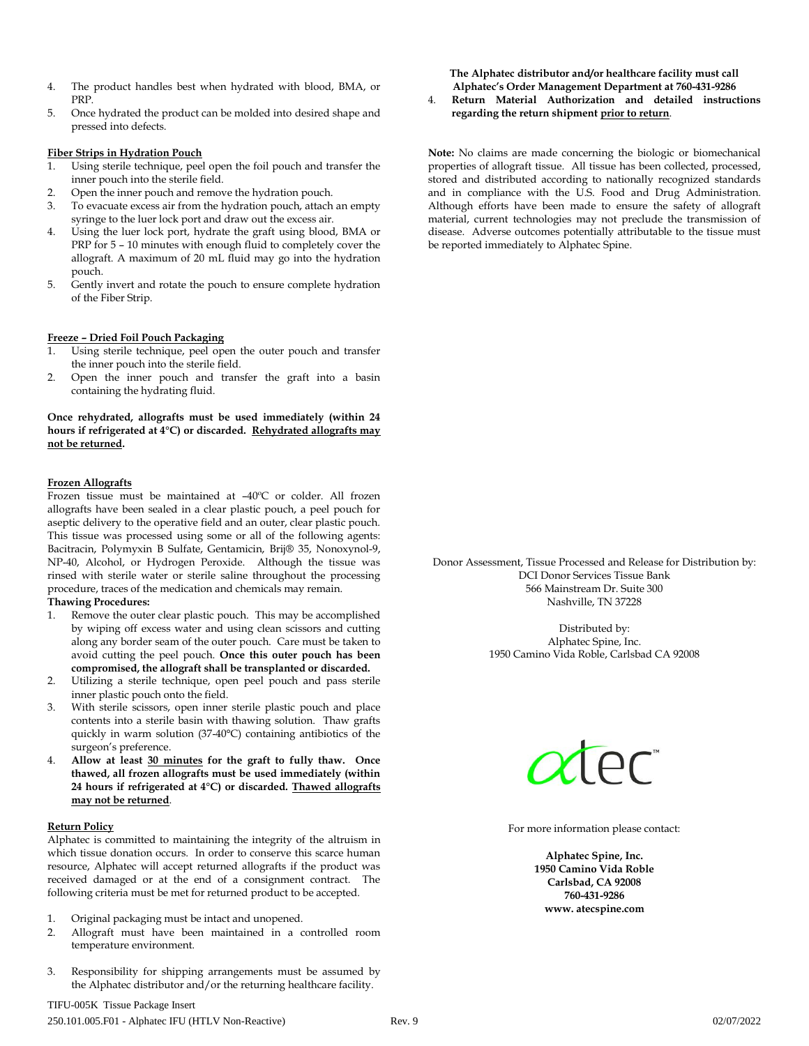4. The product handles best when hydrated with blood, BMA, or PRP.
5. Once hydrated the product can be molded into desired shape and pressed into defects.

**Fiber Strips in Hydration Pouch**

1. Using sterile technique, peel open the foil pouch and transfer the inner pouch into the sterile field.
2. Open the inner pouch and remove the hydration pouch.
3. To evacuate excess air from the hydration pouch, attach an empty syringe to the luer lock port and draw out the excess air.
4. Using the luer lock port, hydrate the graft using blood, BMA or PRP for 5 – 10 minutes with enough fluid to completely cover the allograft. A maximum of 20 mL fluid may go into the hydration pouch.
5. Gently invert and rotate the pouch to ensure complete hydration of the Fiber Strip.

**Freeze – Dried Foil Pouch Packaging**

1. Using sterile technique, peel open the outer pouch and transfer the inner pouch into the sterile field.
2. Open the inner pouch and transfer the graft into a basin containing the hydrating fluid.

**Once rehydrated, allografts must be used immediately (within 24 hours if refrigerated at 4°C) or discarded. Rehydrated allografts may not be returned.**

**Frozen Allografts**

Frozen tissue must be maintained at –40ºC or colder. All frozen allografts have been sealed in a clear plastic pouch, a peel pouch for aseptic delivery to the operative field and an outer, clear plastic pouch. This tissue was processed using some or all of the following agents: Bacitracin, Polymyxin B Sulfate, Gentamicin, Brij® 35, Nonoxynol-9, NP-40, Alcohol, or Hydrogen Peroxide. Although the tissue was rinsed with sterile water or sterile saline throughout the processing procedure, traces of the medication and chemicals may remain.

**Thawing Procedures:**

1. Remove the outer clear plastic pouch. This may be accomplished by wiping off excess water and using clean scissors and cutting along any border seam of the outer pouch. Care must be taken to avoid cutting the peel pouch. **Once this outer pouch has been compromised, the allograft shall be transplanted or discarded.**
2. Utilizing a sterile technique, open peel pouch and pass sterile inner plastic pouch onto the field.
3. With sterile scissors, open inner sterile plastic pouch and place contents into a sterile basin with thawing solution. Thaw grafts quickly in warm solution (37-40°C) containing antibiotics of the surgeon's preference.
4. **Allow at least 30 minutes for the graft to fully thaw. Once thawed, all frozen allografts must be used immediately (within 24 hours if refrigerated at 4°C) or discarded. Thawed allografts may not be returned.**

**Return Policy**

Alphatec is committed to maintaining the integrity of the altruism in which tissue donation occurs. In order to conserve this scarce human resource, Alphatec will accept returned allografts if the product was received damaged or at the end of a consignment contract. The following criteria must be met for returned product to be accepted.

1. Original packaging must be intact and unopened.
2. Allograft must have been maintained in a controlled room temperature environment.
3. Responsibility for shipping arrangements must be assumed by the Alphatec distributor and/or the returning healthcare facility.
4. **The Alphatec distributor and/or healthcare facility must call Alphatec's Order Management Department at 760-431-9286 Return Material Authorization and detailed instructions regarding the return shipment prior to return.**

**Note:** No claims are made concerning the biologic or biomechanical properties of allograft tissue. All tissue has been collected, processed, stored and distributed according to nationally recognized standards and in compliance with the U.S. Food and Drug Administration. Although efforts have been made to ensure the safety of allograft material, current technologies may not preclude the transmission of disease. Adverse outcomes potentially attributable to the tissue must be reported immediately to Alphatec Spine.

Donor Assessment, Tissue Processed and Release for Distribution by:
DCI Donor Services Tissue Bank
566 Mainstream Dr. Suite 300
Nashville, TN 37228

Distributed by:
Alphatec Spine, Inc.
1950 Camino Vida Roble, Carlsbad CA 92008

atec™

For more information please contact:

**Alphatec Spine, Inc.**
**1950 Camino Vida Roble**
**Carlsbad, CA 92008**
**760-431-9286**
**www. atecspine.com**

TIFU-005K Tissue Package Insert
250.101.005.F01 - Alphatec IFU (HTLV Non-Reactive) Rev. 9 02/07/2022